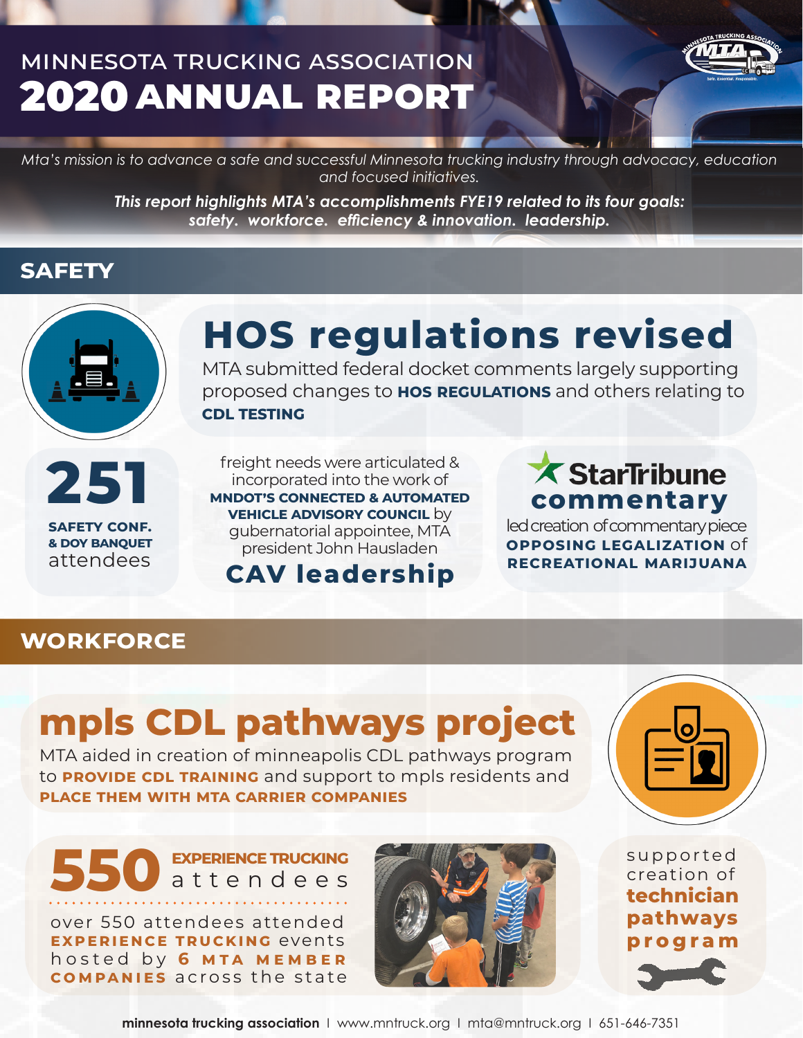# MINNESOTA TRUCKING ASSOCIATION
# 2020 ANNUAL REPORT

*Mta's mission is to advance a safe and successful Minnesota trucking industry through advocacy, education and focused initiatives.*

***This report highlights MTA's accomplishments FYE19 related to its four goals: safety. workforce. efficiency & innovation. leadership.***

## SAFETY

### HOS regulations revised

MTA submitted federal docket comments largely supporting proposed changes to **HOS REGULATIONS** and others relating to **CDL TESTING**

**251**
**SAFETY CONF. & DOY BANQUET** attendees

freight needs were articulated & incorporated into the work of **MNDOT'S CONNECTED & AUTOMATED VEHICLE ADVISORY COUNCIL** by gubernatorial appointee, MTA president John Hausladen

### CAV leadership

### StarTribune commentary

led creation of commentary piece **OPPOSING LEGALIZATION** of **RECREATIONAL MARIJUANA**

## WORKFORCE

### mpls CDL pathways project

MTA aided in creation of minneapolis CDL pathways program to **PROVIDE CDL TRAINING** and support to mpls residents and **PLACE THEM WITH MTA CARRIER COMPANIES**

**550 EXPERIENCE TRUCKING** attendees

over 550 attendees attended **EXPERIENCE TRUCKING** events hosted by **6 MTA MEMBER COMPANIES** across the state

supported creation of **technician pathways program**

**minnesota trucking association** | www.mntruck.org | mta@mntruck.org | 651-646-7351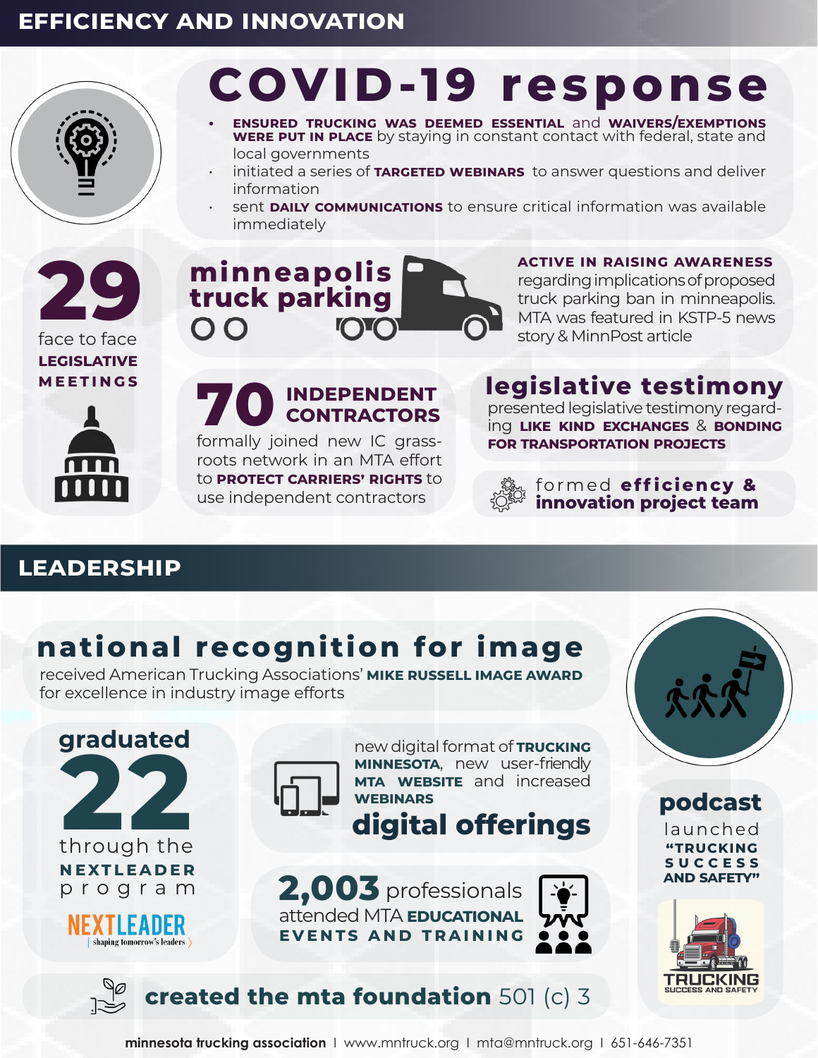## EFFICIENCY AND INNOVATION

# COVID-19 response

- **ENSURED TRUCKING WAS DEEMED ESSENTIAL** and **WAIVERS/EXEMPTIONS WERE PUT IN PLACE** by staying in constant contact with federal, state and local governments
- initiated a series of **TARGETED WEBINARS** to answer questions and deliver information
- sent **DAILY COMMUNICATIONS** to ensure critical information was available immediately

**29**
face to face
**LEGISLATIVE MEETINGS**

### minneapolis truck parking

**ACTIVE IN RAISING AWARENESS** regarding implications of proposed truck parking ban in minneapolis. MTA was featured in KSTP-5 news story & MinnPost article

**70 INDEPENDENT CONTRACTORS**
formally joined new IC grass-roots network in an MTA effort to **PROTECT CARRIERS' RIGHTS** to use independent contractors

### legislative testimony

presented legislative testimony regarding **LIKE KIND EXCHANGES** & **BONDING FOR TRANSPORTATION PROJECTS**

formed **efficiency & innovation project team**

## LEADERSHIP

### national recognition for image

received American Trucking Associations' **MIKE RUSSELL IMAGE AWARD** for excellence in industry image efforts

graduated **22** through the **NEXTLEADER** program

NEXTLEADER | shaping tomorrow's leaders

new digital format of **TRUCKING MINNESOTA**, new user-friendly **MTA WEBSITE** and increased **WEBINARS**

### digital offerings

**2,003** professionals attended MTA **EDUCATIONAL EVENTS AND TRAINING**

**podcast**
launched **"TRUCKING SUCCESS AND SAFETY"**

TRUCKING SUCCESS AND SAFETY

**created the mta foundation** 501 (c) 3

**minnesota trucking association** | www.mntruck.org | mta@mntruck.org | 651-646-7351